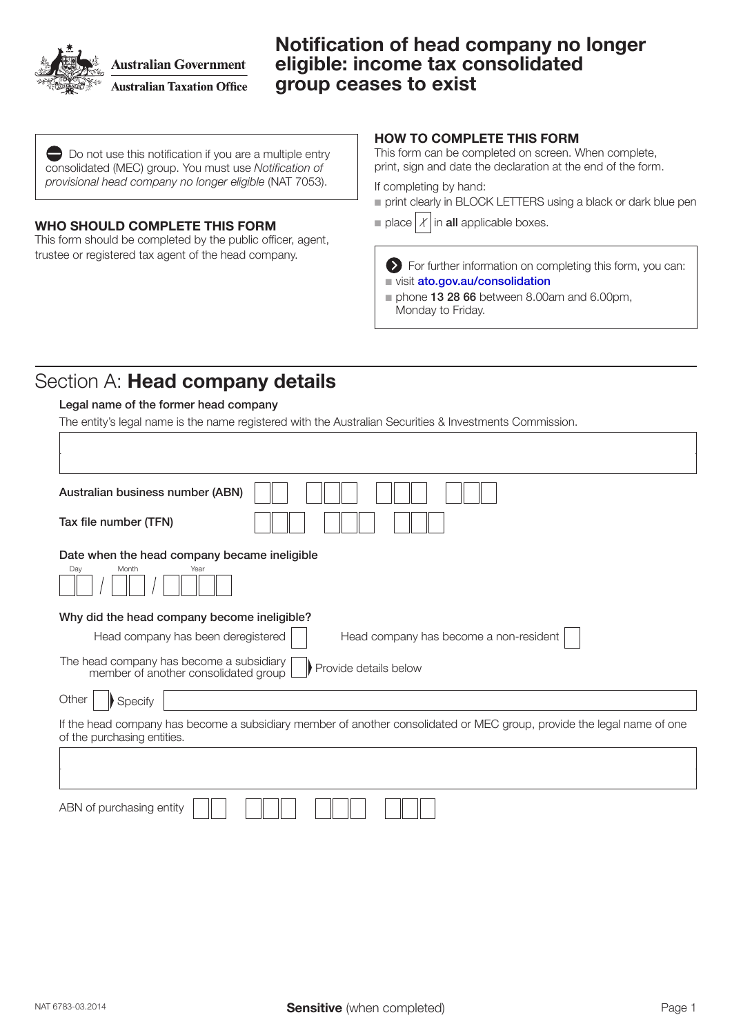Australian Government
Australian Taxation Office

# Notification of head company no longer eligible: income tax consolidated group ceases to exist

Do not use this notification if you are a multiple entry consolidated (MEC) group. You must use *Notification of provisional head company no longer eligible* (NAT 7053).

### WHO SHOULD COMPLETE THIS FORM

This form should be completed by the public officer, agent, trustee or registered tax agent of the head company.

### HOW TO COMPLETE THIS FORM

This form can be completed on screen. When complete, print, sign and date the declaration at the end of the form.

If completing by hand:

- print clearly in BLOCK LETTERS using a black or dark blue pen
- place X in **all** applicable boxes.

For further information on completing this form, you can:

- visit ato.gov.au/consolidation
- phone **13 28 66** between 8.00am and 6.00pm, Monday to Friday.

## Section A: **Head company details**

**Legal name of the former head company**

The entity's legal name is the name registered with the Australian Securities & Investments Commission.

**Australian business number (ABN)**

**Tax file number (TFN)**

**Date when the head company became ineligible**

Day / Month / Year

**Why did the head company become ineligible?**

Head company has been deregistered

Head company has become a non-resident

The head company has become a subsidiary member of another consolidated group — Provide details below

Other — Specify

If the head company has become a subsidiary member of another consolidated or MEC group, provide the legal name of one of the purchasing entities.

ABN of purchasing entity

NAT 6783-03.2014

**Sensitive** (when completed)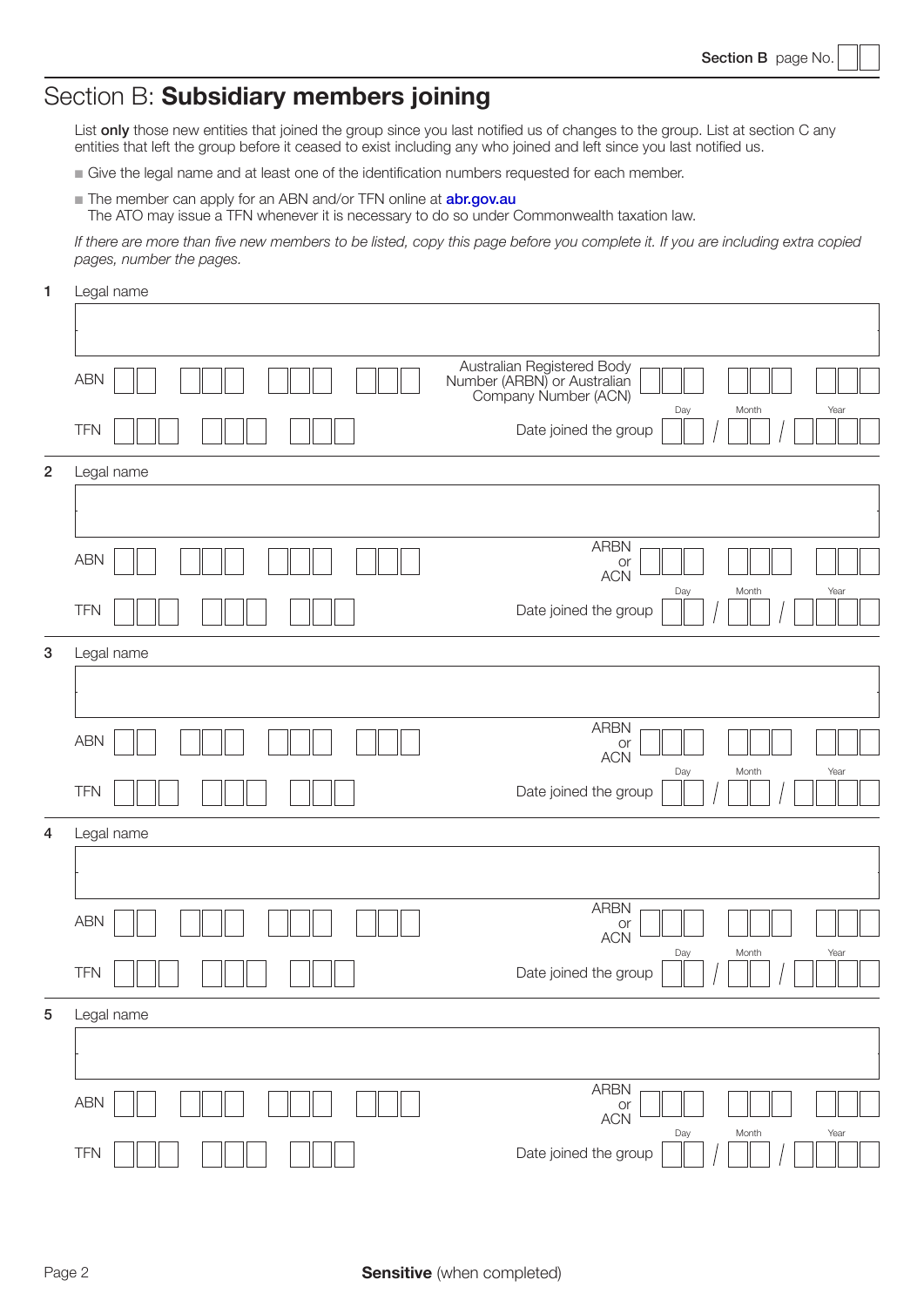Section B page No.

# Section B: **Subsidiary members joining**

List **only** those new entities that joined the group since you last notified us of changes to the group. List at section C any entities that left the group before it ceased to exist including any who joined and left since you last notified us.

- Give the legal name and at least one of the identification numbers requested for each member.
- The member can apply for an ABN and/or TFN online at **abr.gov.au**
  The ATO may issue a TFN whenever it is necessary to do so under Commonwealth taxation law.

*If there are more than five new members to be listed, copy this page before you complete it. If you are including extra copied pages, number the pages.*

**1** Legal name

ABN

Australian Registered Body Number (ARBN) or Australian Company Number (ACN)

TFN

Date joined the group Day / Month / Year

**2** Legal name

ABN

ARBN or ACN

TFN

Date joined the group Day / Month / Year

**3** Legal name

ABN

ARBN or ACN

TFN

Date joined the group Day / Month / Year

**4** Legal name

ABN

ARBN or ACN

TFN

Date joined the group Day / Month / Year

**5** Legal name

ABN

ARBN or ACN

TFN

Date joined the group Day / Month / Year

**Sensitive** (when completed)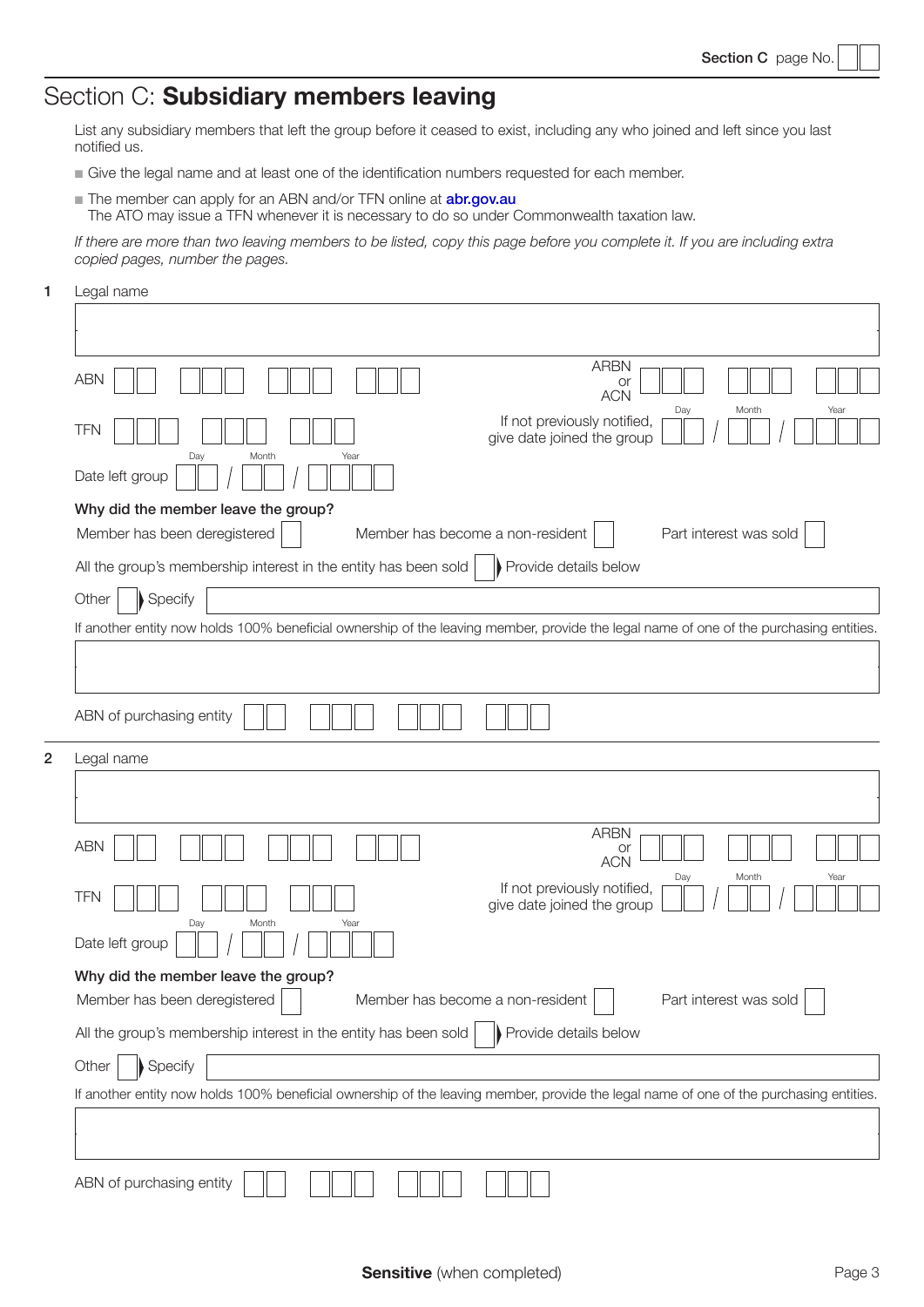Section C page No.

# Section C: **Subsidiary members leaving**

List any subsidiary members that left the group before it ceased to exist, including any who joined and left since you last notified us.

- Give the legal name and at least one of the identification numbers requested for each member.
- The member can apply for an ABN and/or TFN online at **abr.gov.au**
  The ATO may issue a TFN whenever it is necessary to do so under Commonwealth taxation law.

*If there are more than two leaving members to be listed, copy this page before you complete it. If you are including extra copied pages, number the pages.*

**1** Legal name

ABN

ARBN or ACN

TFN

If not previously notified, give date joined the group Day / Month / Year

Date left group Day / Month / Year

**Why did the member leave the group?**

Member has been deregistered

Member has become a non-resident

Part interest was sold

All the group's membership interest in the entity has been sold ▸ Provide details below

Other ▸ Specify

If another entity now holds 100% beneficial ownership of the leaving member, provide the legal name of one of the purchasing entities.

ABN of purchasing entity

**2** Legal name

ABN

ARBN or ACN

TFN

If not previously notified, give date joined the group Day / Month / Year

Date left group Day / Month / Year

**Why did the member leave the group?**

Member has been deregistered

Member has become a non-resident

Part interest was sold

All the group's membership interest in the entity has been sold ▸ Provide details below

Other ▸ Specify

If another entity now holds 100% beneficial ownership of the leaving member, provide the legal name of one of the purchasing entities.

ABN of purchasing entity

**Sensitive** (when completed)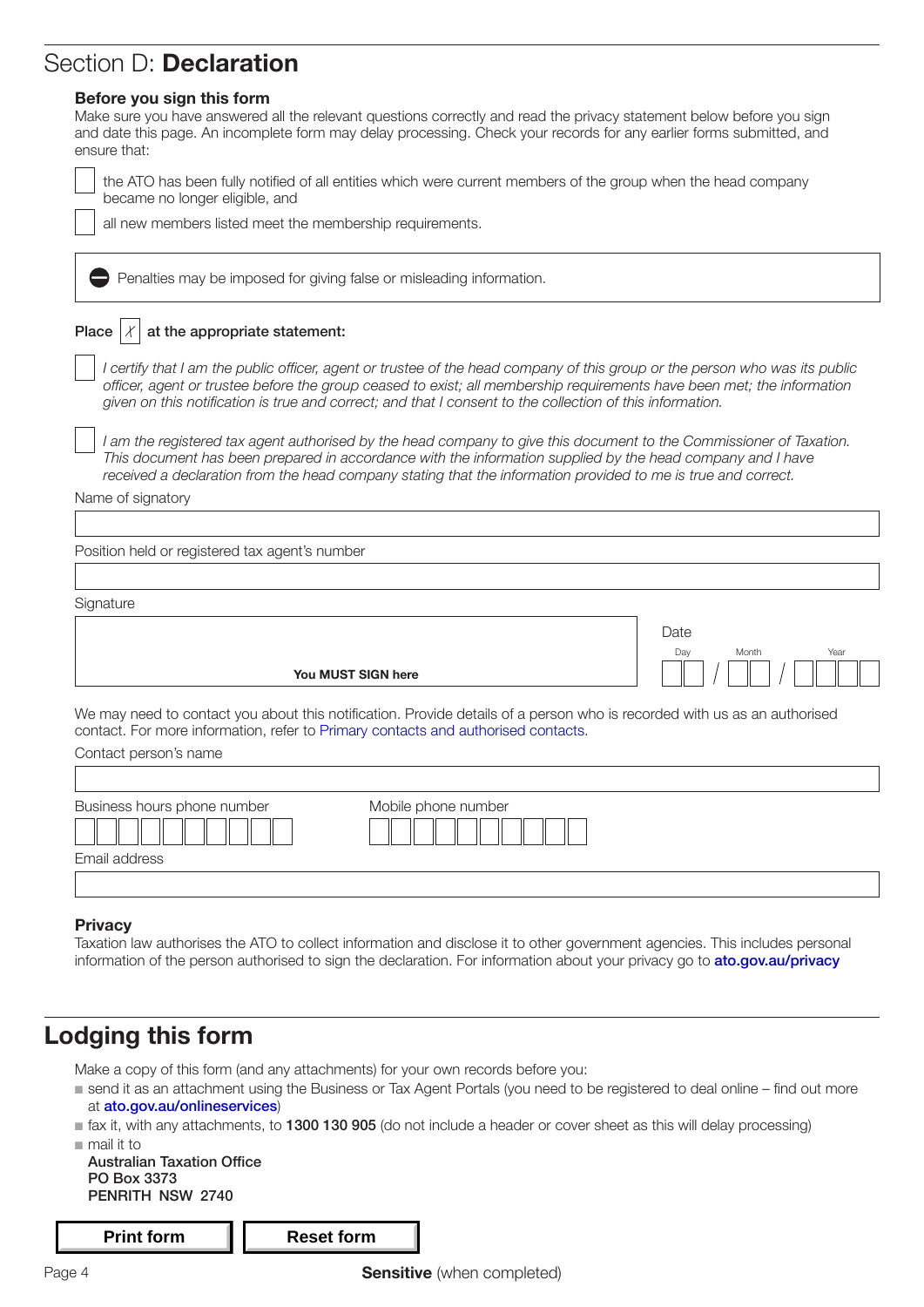## Section D: **Declaration**

### Before you sign this form

Make sure you have answered all the relevant questions correctly and read the privacy statement below before you sign and date this page. An incomplete form may delay processing. Check your records for any earlier forms submitted, and ensure that:

- [ ] the ATO has been fully notified of all entities which were current members of the group when the head company became no longer eligible, and
- [ ] all new members listed meet the membership requirements.

> Penalties may be imposed for giving false or misleading information.

**Place X at the appropriate statement:**

- [ ] *I certify that I am the public officer, agent or trustee of the head company of this group or the person who was its public officer, agent or trustee before the group ceased to exist; all membership requirements have been met; the information given on this notification is true and correct; and that I consent to the collection of this information.*
- [ ] *I am the registered tax agent authorised by the head company to give this document to the Commissioner of Taxation. This document has been prepared in accordance with the information supplied by the head company and I have received a declaration from the head company stating that the information provided to me is true and correct.*

Name of signatory

Position held or registered tax agent's number

Signature

**You MUST SIGN here**

Date

Day / Month / Year

We may need to contact you about this notification. Provide details of a person who is recorded with us as an authorised contact. For more information, refer to Primary contacts and authorised contacts.

Contact person's name

Business hours phone number

Mobile phone number

Email address

### Privacy

Taxation law authorises the ATO to collect information and disclose it to other government agencies. This includes personal information of the person authorised to sign the declaration. For information about your privacy go to **ato.gov.au/privacy**

## Lodging this form

Make a copy of this form (and any attachments) for your own records before you:

- send it as an attachment using the Business or Tax Agent Portals (you need to be registered to deal online – find out more at **ato.gov.au/onlineservices**)
- fax it, with any attachments, to **1300 130 905** (do not include a header or cover sheet as this will delay processing)
- mail it to

  **Australian Taxation Office**
  **PO Box 3373**
  **PENRITH NSW 2740**

**Print form** **Reset form**

**Sensitive** (when completed)